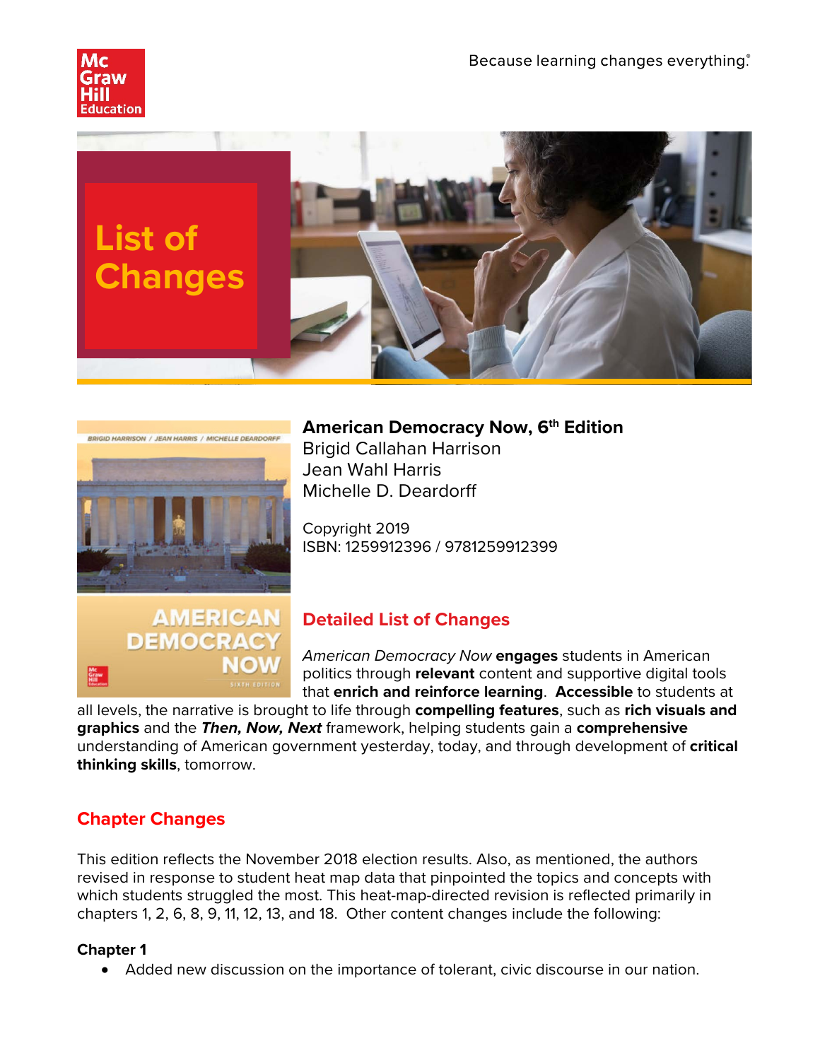Because learning changes everything.®

# List of Changes

**American Democracy Now, 6th Edition**
Brigid Callahan Harrison
Jean Wahl Harris
Michelle D. Deardorff

Copyright 2019
ISBN: 1259912396 / 9781259912399

## Detailed List of Changes

*American Democracy Now* **engages** students in American politics through **relevant** content and supportive digital tools that **enrich and reinforce learning**. **Accessible** to students at all levels, the narrative is brought to life through **compelling features**, such as **rich visuals and graphics** and the ***Then, Now, Next*** framework, helping students gain a **comprehensive** understanding of American government yesterday, today, and through development of **critical thinking skills**, tomorrow.

## Chapter Changes

This edition reflects the November 2018 election results. Also, as mentioned, the authors revised in response to student heat map data that pinpointed the topics and concepts with which students struggled the most. This heat-map-directed revision is reflected primarily in chapters 1, 2, 6, 8, 9, 11, 12, 13, and 18. Other content changes include the following:

### Chapter 1

- Added new discussion on the importance of tolerant, civic discourse in our nation.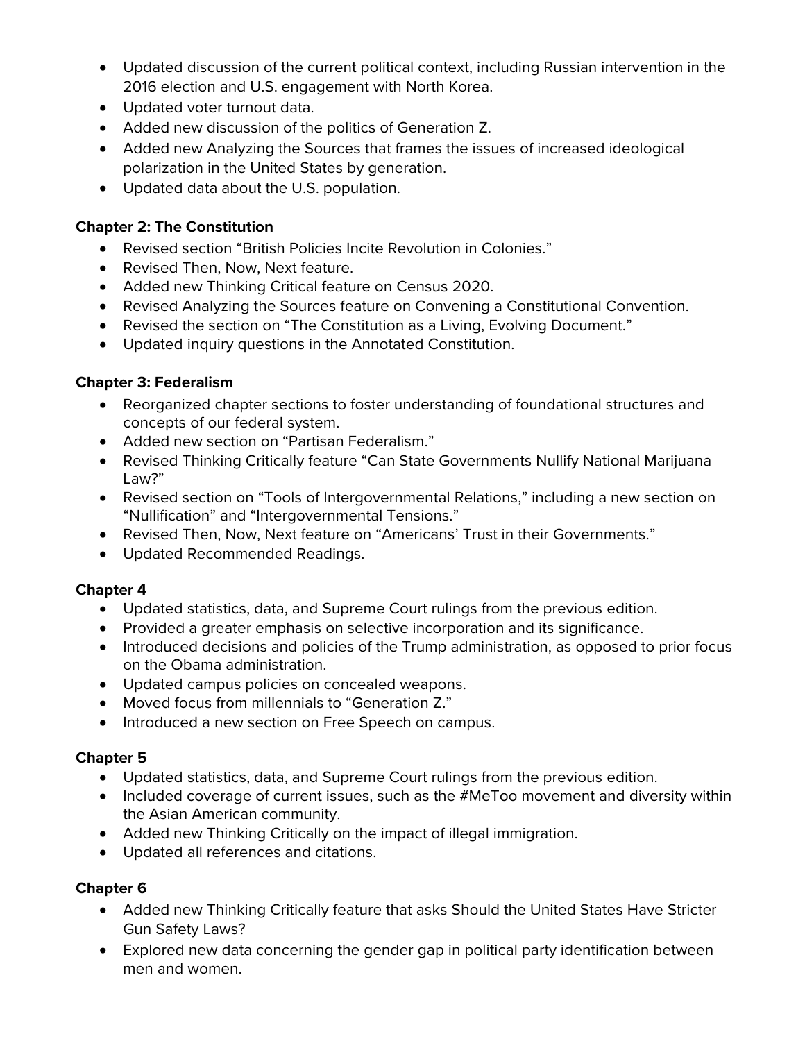- Updated discussion of the current political context, including Russian intervention in the 2016 election and U.S. engagement with North Korea.
- Updated voter turnout data.
- Added new discussion of the politics of Generation Z.
- Added new Analyzing the Sources that frames the issues of increased ideological polarization in the United States by generation.
- Updated data about the U.S. population.

**Chapter 2: The Constitution**

- Revised section "British Policies Incite Revolution in Colonies."
- Revised Then, Now, Next feature.
- Added new Thinking Critical feature on Census 2020.
- Revised Analyzing the Sources feature on Convening a Constitutional Convention.
- Revised the section on "The Constitution as a Living, Evolving Document."
- Updated inquiry questions in the Annotated Constitution.

**Chapter 3: Federalism**

- Reorganized chapter sections to foster understanding of foundational structures and concepts of our federal system.
- Added new section on "Partisan Federalism."
- Revised Thinking Critically feature "Can State Governments Nullify National Marijuana Law?"
- Revised section on "Tools of Intergovernmental Relations," including a new section on "Nullification" and "Intergovernmental Tensions."
- Revised Then, Now, Next feature on "Americans' Trust in their Governments."
- Updated Recommended Readings.

**Chapter 4**

- Updated statistics, data, and Supreme Court rulings from the previous edition.
- Provided a greater emphasis on selective incorporation and its significance.
- Introduced decisions and policies of the Trump administration, as opposed to prior focus on the Obama administration.
- Updated campus policies on concealed weapons.
- Moved focus from millennials to "Generation Z."
- Introduced a new section on Free Speech on campus.

**Chapter 5**

- Updated statistics, data, and Supreme Court rulings from the previous edition.
- Included coverage of current issues, such as the #MeToo movement and diversity within the Asian American community.
- Added new Thinking Critically on the impact of illegal immigration.
- Updated all references and citations.

**Chapter 6**

- Added new Thinking Critically feature that asks Should the United States Have Stricter Gun Safety Laws?
- Explored new data concerning the gender gap in political party identification between men and women.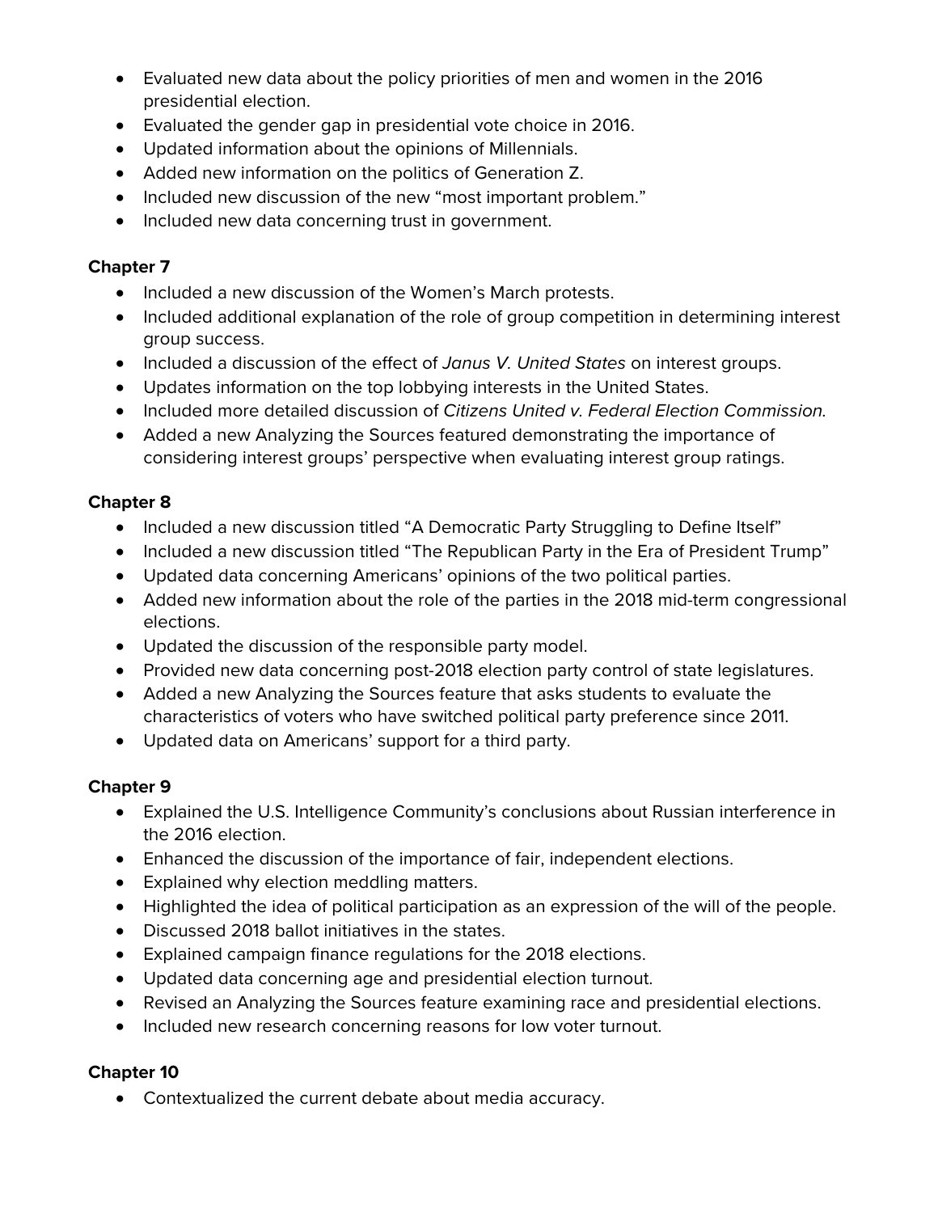- Evaluated new data about the policy priorities of men and women in the 2016 presidential election.
- Evaluated the gender gap in presidential vote choice in 2016.
- Updated information about the opinions of Millennials.
- Added new information on the politics of Generation Z.
- Included new discussion of the new "most important problem."
- Included new data concerning trust in government.

**Chapter 7**

- Included a new discussion of the Women's March protests.
- Included additional explanation of the role of group competition in determining interest group success.
- Included a discussion of the effect of *Janus V. United States* on interest groups.
- Updates information on the top lobbying interests in the United States.
- Included more detailed discussion of *Citizens United v. Federal Election Commission.*
- Added a new Analyzing the Sources featured demonstrating the importance of considering interest groups' perspective when evaluating interest group ratings.

**Chapter 8**

- Included a new discussion titled "A Democratic Party Struggling to Define Itself"
- Included a new discussion titled "The Republican Party in the Era of President Trump"
- Updated data concerning Americans' opinions of the two political parties.
- Added new information about the role of the parties in the 2018 mid-term congressional elections.
- Updated the discussion of the responsible party model.
- Provided new data concerning post-2018 election party control of state legislatures.
- Added a new Analyzing the Sources feature that asks students to evaluate the characteristics of voters who have switched political party preference since 2011.
- Updated data on Americans' support for a third party.

**Chapter 9**

- Explained the U.S. Intelligence Community's conclusions about Russian interference in the 2016 election.
- Enhanced the discussion of the importance of fair, independent elections.
- Explained why election meddling matters.
- Highlighted the idea of political participation as an expression of the will of the people.
- Discussed 2018 ballot initiatives in the states.
- Explained campaign finance regulations for the 2018 elections.
- Updated data concerning age and presidential election turnout.
- Revised an Analyzing the Sources feature examining race and presidential elections.
- Included new research concerning reasons for low voter turnout.

**Chapter 10**

- Contextualized the current debate about media accuracy.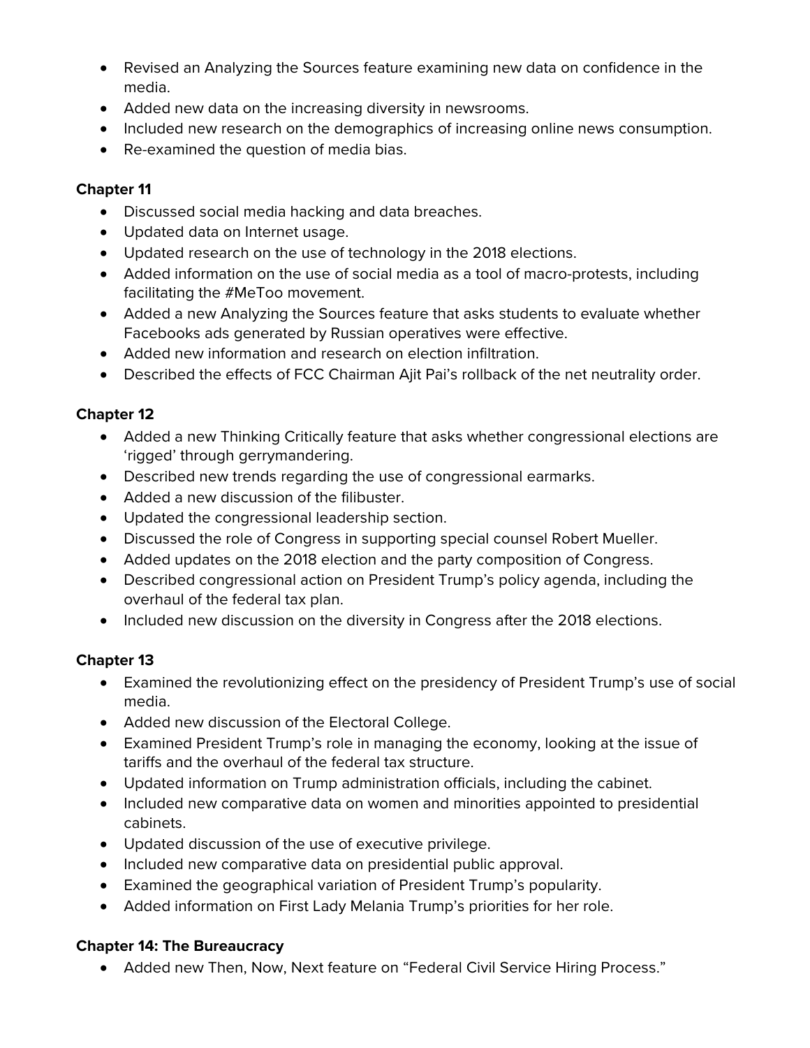- Revised an Analyzing the Sources feature examining new data on confidence in the media.
- Added new data on the increasing diversity in newsrooms.
- Included new research on the demographics of increasing online news consumption.
- Re-examined the question of media bias.

**Chapter 11**

- Discussed social media hacking and data breaches.
- Updated data on Internet usage.
- Updated research on the use of technology in the 2018 elections.
- Added information on the use of social media as a tool of macro-protests, including facilitating the #MeToo movement.
- Added a new Analyzing the Sources feature that asks students to evaluate whether Facebooks ads generated by Russian operatives were effective.
- Added new information and research on election infiltration.
- Described the effects of FCC Chairman Ajit Pai's rollback of the net neutrality order.

**Chapter 12**

- Added a new Thinking Critically feature that asks whether congressional elections are 'rigged' through gerrymandering.
- Described new trends regarding the use of congressional earmarks.
- Added a new discussion of the filibuster.
- Updated the congressional leadership section.
- Discussed the role of Congress in supporting special counsel Robert Mueller.
- Added updates on the 2018 election and the party composition of Congress.
- Described congressional action on President Trump's policy agenda, including the overhaul of the federal tax plan.
- Included new discussion on the diversity in Congress after the 2018 elections.

**Chapter 13**

- Examined the revolutionizing effect on the presidency of President Trump's use of social media.
- Added new discussion of the Electoral College.
- Examined President Trump's role in managing the economy, looking at the issue of tariffs and the overhaul of the federal tax structure.
- Updated information on Trump administration officials, including the cabinet.
- Included new comparative data on women and minorities appointed to presidential cabinets.
- Updated discussion of the use of executive privilege.
- Included new comparative data on presidential public approval.
- Examined the geographical variation of President Trump's popularity.
- Added information on First Lady Melania Trump's priorities for her role.

**Chapter 14: The Bureaucracy**

- Added new Then, Now, Next feature on "Federal Civil Service Hiring Process."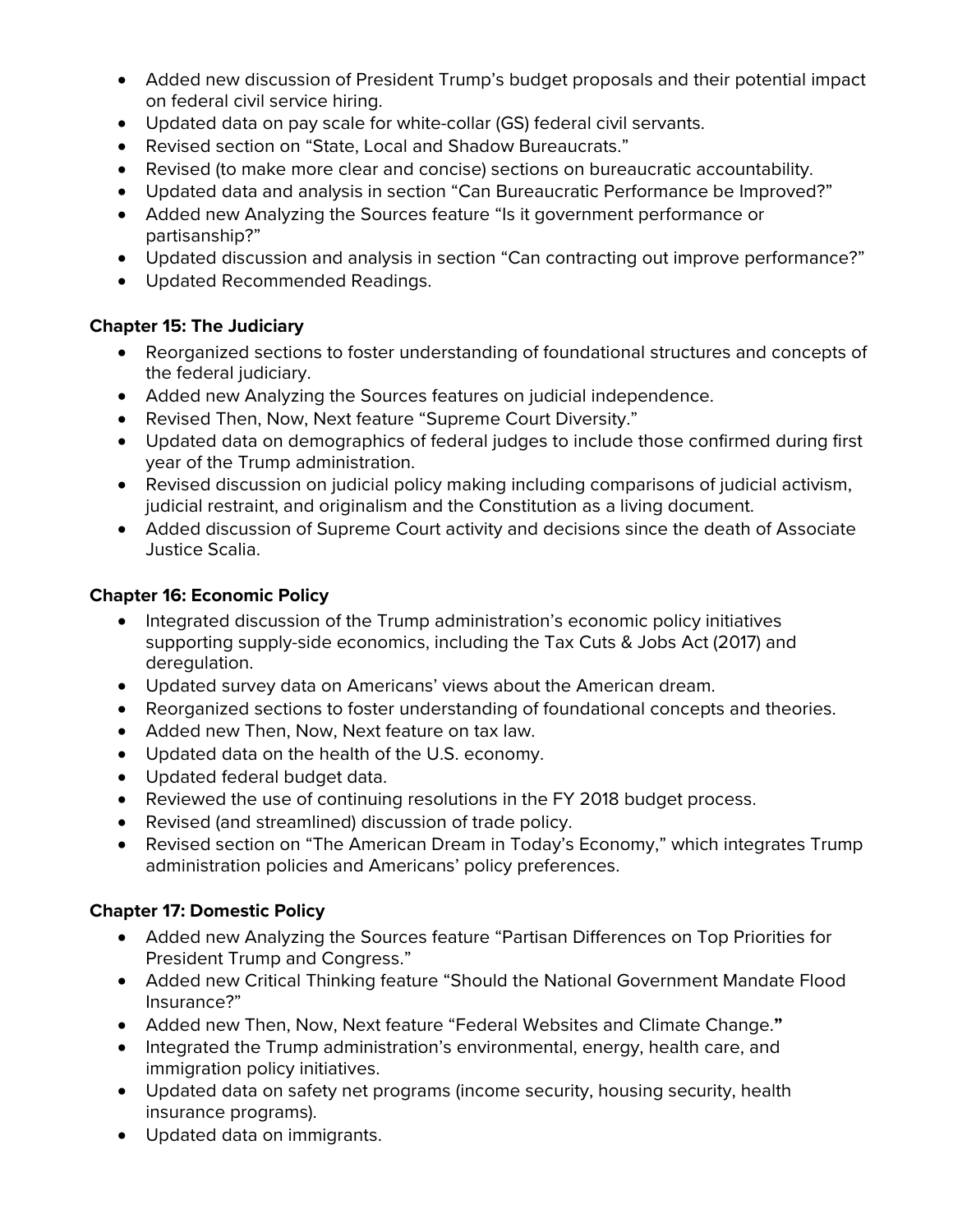- Added new discussion of President Trump's budget proposals and their potential impact on federal civil service hiring.
- Updated data on pay scale for white-collar (GS) federal civil servants.
- Revised section on "State, Local and Shadow Bureaucrats."
- Revised (to make more clear and concise) sections on bureaucratic accountability.
- Updated data and analysis in section "Can Bureaucratic Performance be Improved?"
- Added new Analyzing the Sources feature "Is it government performance or partisanship?"
- Updated discussion and analysis in section "Can contracting out improve performance?"
- Updated Recommended Readings.

**Chapter 15: The Judiciary**

- Reorganized sections to foster understanding of foundational structures and concepts of the federal judiciary.
- Added new Analyzing the Sources features on judicial independence.
- Revised Then, Now, Next feature "Supreme Court Diversity."
- Updated data on demographics of federal judges to include those confirmed during first year of the Trump administration.
- Revised discussion on judicial policy making including comparisons of judicial activism, judicial restraint, and originalism and the Constitution as a living document.
- Added discussion of Supreme Court activity and decisions since the death of Associate Justice Scalia.

**Chapter 16: Economic Policy**

- Integrated discussion of the Trump administration's economic policy initiatives supporting supply-side economics, including the Tax Cuts & Jobs Act (2017) and deregulation.
- Updated survey data on Americans' views about the American dream.
- Reorganized sections to foster understanding of foundational concepts and theories.
- Added new Then, Now, Next feature on tax law.
- Updated data on the health of the U.S. economy.
- Updated federal budget data.
- Reviewed the use of continuing resolutions in the FY 2018 budget process.
- Revised (and streamlined) discussion of trade policy.
- Revised section on "The American Dream in Today's Economy," which integrates Trump administration policies and Americans' policy preferences.

**Chapter 17: Domestic Policy**

- Added new Analyzing the Sources feature "Partisan Differences on Top Priorities for President Trump and Congress."
- Added new Critical Thinking feature "Should the National Government Mandate Flood Insurance?"
- Added new Then, Now, Next feature "Federal Websites and Climate Change."
- Integrated the Trump administration's environmental, energy, health care, and immigration policy initiatives.
- Updated data on safety net programs (income security, housing security, health insurance programs).
- Updated data on immigrants.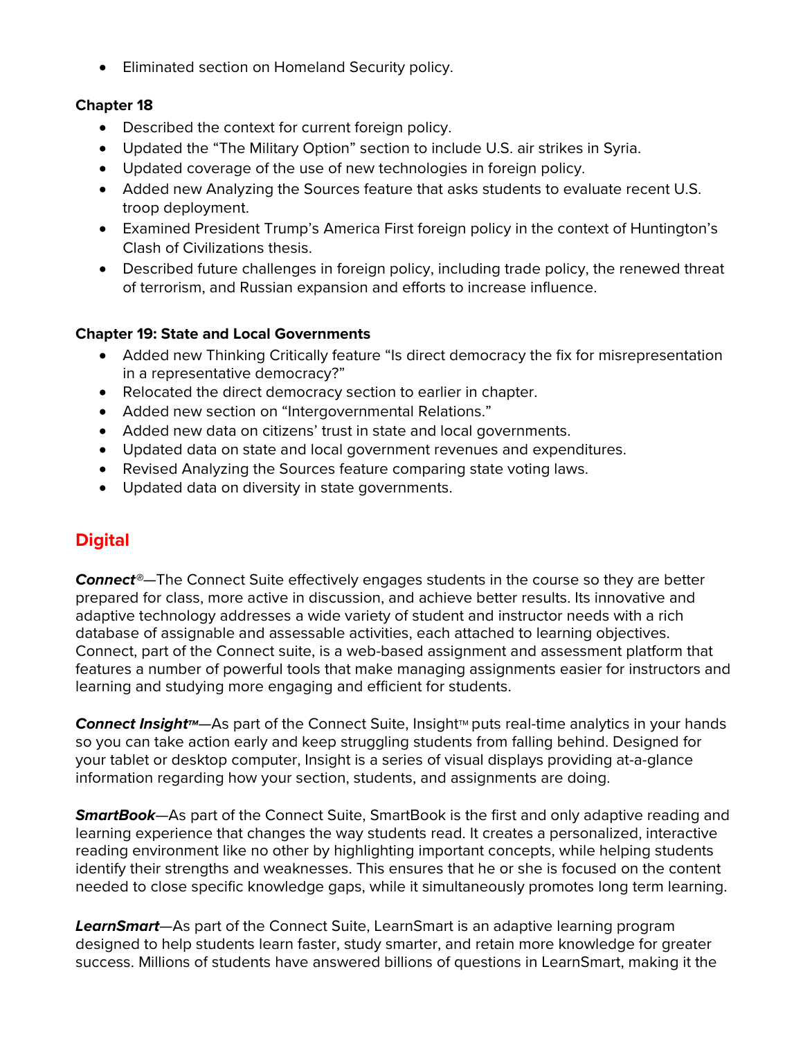- Eliminated section on Homeland Security policy.

**Chapter 18**

- Described the context for current foreign policy.
- Updated the "The Military Option" section to include U.S. air strikes in Syria.
- Updated coverage of the use of new technologies in foreign policy.
- Added new Analyzing the Sources feature that asks students to evaluate recent U.S. troop deployment.
- Examined President Trump's America First foreign policy in the context of Huntington's Clash of Civilizations thesis.
- Described future challenges in foreign policy, including trade policy, the renewed threat of terrorism, and Russian expansion and efforts to increase influence.

**Chapter 19: State and Local Governments**

- Added new Thinking Critically feature "Is direct democracy the fix for misrepresentation in a representative democracy?"
- Relocated the direct democracy section to earlier in chapter.
- Added new section on "Intergovernmental Relations."
- Added new data on citizens' trust in state and local governments.
- Updated data on state and local government revenues and expenditures.
- Revised Analyzing the Sources feature comparing state voting laws.
- Updated data on diversity in state governments.

## Digital

***Connect®***—The Connect Suite effectively engages students in the course so they are better prepared for class, more active in discussion, and achieve better results. Its innovative and adaptive technology addresses a wide variety of student and instructor needs with a rich database of assignable and assessable activities, each attached to learning objectives. Connect, part of the Connect suite, is a web-based assignment and assessment platform that features a number of powerful tools that make managing assignments easier for instructors and learning and studying more engaging and efficient for students.

***Connect Insight™***—As part of the Connect Suite, Insight™ puts real-time analytics in your hands so you can take action early and keep struggling students from falling behind. Designed for your tablet or desktop computer, Insight is a series of visual displays providing at-a-glance information regarding how your section, students, and assignments are doing.

***SmartBook***—As part of the Connect Suite, SmartBook is the first and only adaptive reading and learning experience that changes the way students read. It creates a personalized, interactive reading environment like no other by highlighting important concepts, while helping students identify their strengths and weaknesses. This ensures that he or she is focused on the content needed to close specific knowledge gaps, while it simultaneously promotes long term learning.

***LearnSmart***—As part of the Connect Suite, LearnSmart is an adaptive learning program designed to help students learn faster, study smarter, and retain more knowledge for greater success. Millions of students have answered billions of questions in LearnSmart, making it the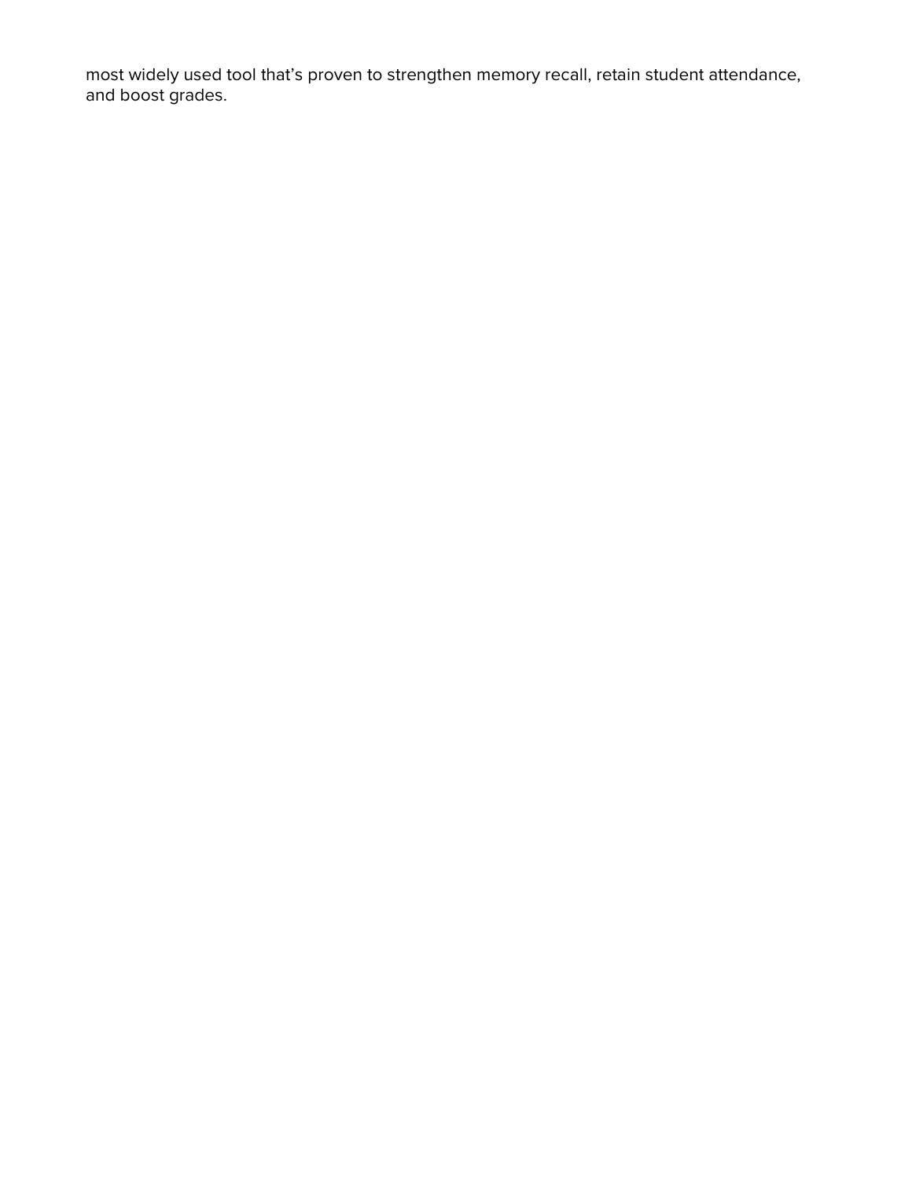most widely used tool that’s proven to strengthen memory recall, retain student attendance, and boost grades.